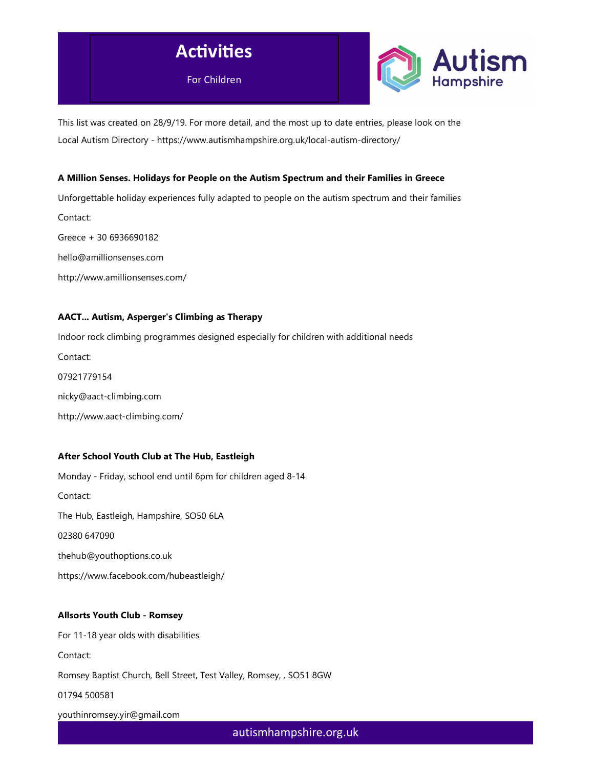# Activities

For Children

This list was created on 28/9/19. For more detail, and the most up to date entries, please look on the Local Autism Directory - https://www.autismhampshire.org.uk/local-autism-directory/

**A Million Senses. Holidays for People on the Autism Spectrum and their Families in Greece**

Unforgettable holiday experiences fully adapted to people on the autism spectrum and their families

Contact:

Greece + 30 6936690182

hello@amillionsenses.com

http://www.amillionsenses.com/

**AACT... Autism, Asperger's Climbing as Therapy**

Indoor rock climbing programmes designed especially for children with additional needs

Contact:

07921779154

nicky@aact-climbing.com

http://www.aact-climbing.com/

**After School Youth Club at The Hub, Eastleigh**

Monday - Friday, school end until 6pm for children aged 8-14

Contact:

The Hub, Eastleigh, Hampshire, SO50 6LA

02380 647090

thehub@youthoptions.co.uk

https://www.facebook.com/hubeastleigh/

**Allsorts Youth Club - Romsey**

For 11-18 year olds with disabilities

Contact:

Romsey Baptist Church, Bell Street, Test Valley, Romsey, , SO51 8GW

01794 500581

youthinromsey.yir@gmail.com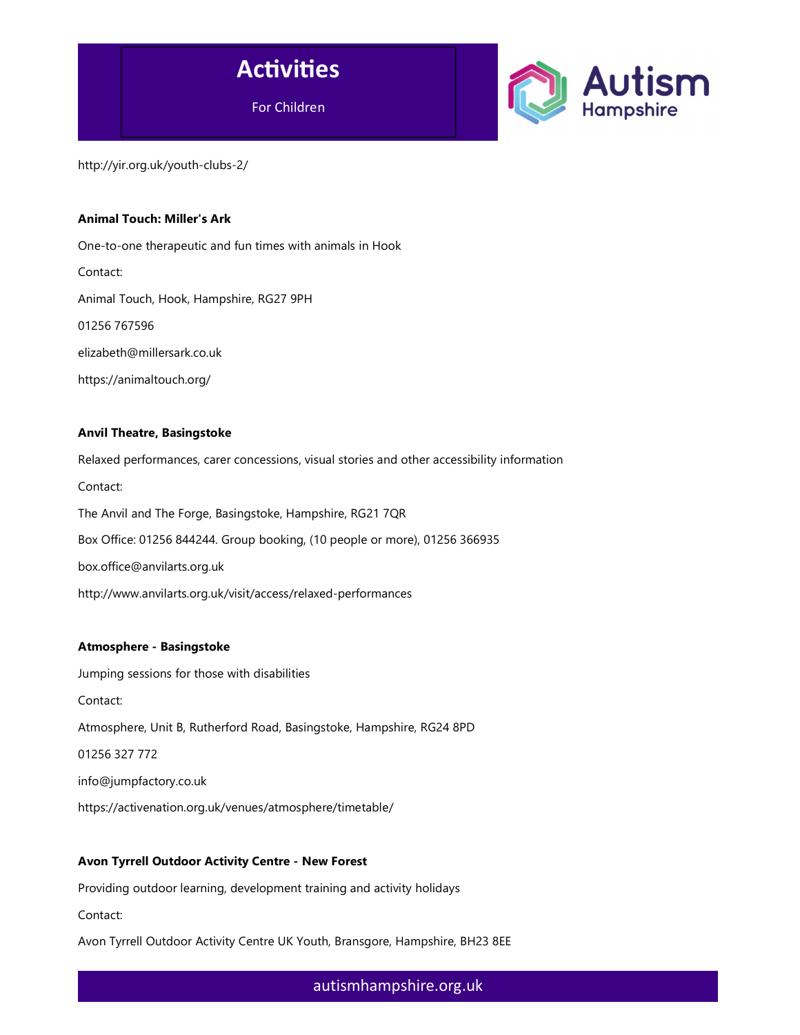http://yir.org.uk/youth-clubs-2/

**Animal Touch: Miller's Ark**

One-to-one therapeutic and fun times with animals in Hook

Contact:

Animal Touch, Hook, Hampshire, RG27 9PH

01256 767596

elizabeth@millersark.co.uk

https://animaltouch.org/

**Anvil Theatre, Basingstoke**

Relaxed performances, carer concessions, visual stories and other accessibility information

Contact:

The Anvil and The Forge, Basingstoke, Hampshire, RG21 7QR

Box Office: 01256 844244. Group booking, (10 people or more), 01256 366935

box.office@anvilarts.org.uk

http://www.anvilarts.org.uk/visit/access/relaxed-performances

**Atmosphere - Basingstoke**

Jumping sessions for those with disabilities

Contact:

Atmosphere, Unit B, Rutherford Road, Basingstoke, Hampshire, RG24 8PD

01256 327 772

info@jumpfactory.co.uk

https://activenation.org.uk/venues/atmosphere/timetable/

**Avon Tyrrell Outdoor Activity Centre - New Forest**

Providing outdoor learning, development training and activity holidays

Contact:

Avon Tyrrell Outdoor Activity Centre UK Youth, Bransgore, Hampshire, BH23 8EE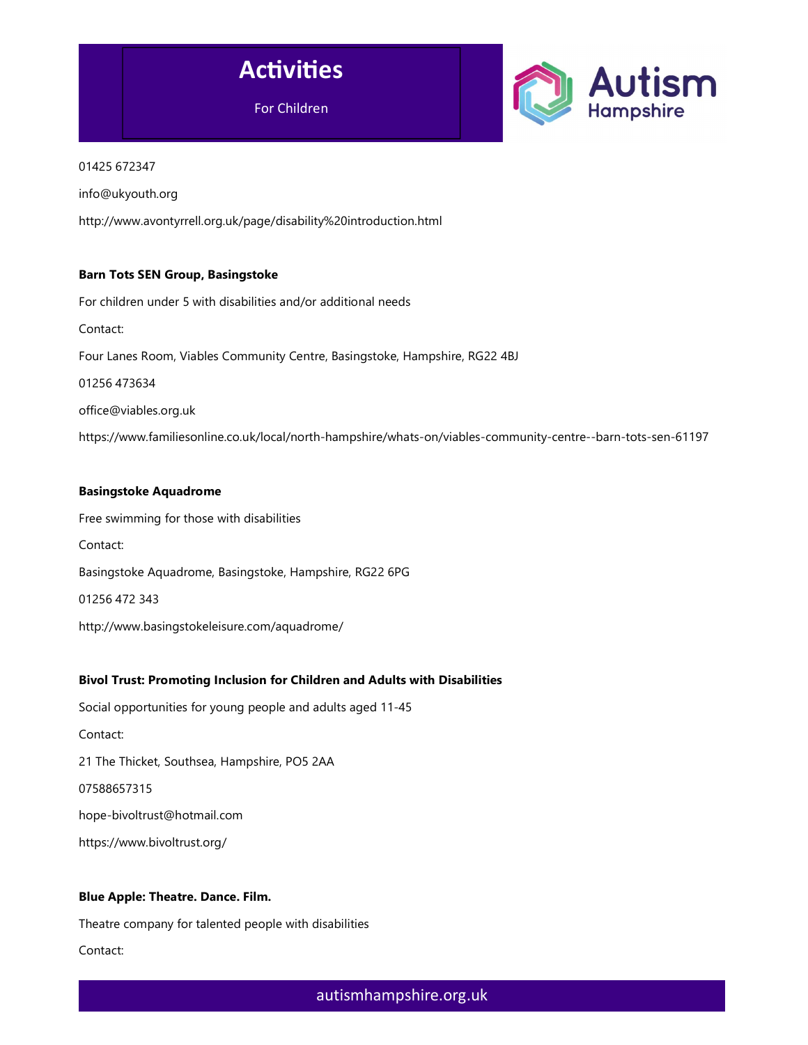01425 672347

info@ukyouth.org

http://www.avontyrrell.org.uk/page/disability%20introduction.html

**Barn Tots SEN Group, Basingstoke**

For children under 5 with disabilities and/or additional needs

Contact:

Four Lanes Room, Viables Community Centre, Basingstoke, Hampshire, RG22 4BJ

01256 473634

office@viables.org.uk

https://www.familiesonline.co.uk/local/north-hampshire/whats-on/viables-community-centre--barn-tots-sen-61197

**Basingstoke Aquadrome**

Free swimming for those with disabilities

Contact:

Basingstoke Aquadrome, Basingstoke, Hampshire, RG22 6PG

01256 472 343

http://www.basingstokeleisure.com/aquadrome/

**Bivol Trust: Promoting Inclusion for Children and Adults with Disabilities**

Social opportunities for young people and adults aged 11-45

Contact:

21 The Thicket, Southsea, Hampshire, PO5 2AA

07588657315

hope-bivoltrust@hotmail.com

https://www.bivoltrust.org/

**Blue Apple: Theatre. Dance. Film.**

Theatre company for talented people with disabilities

Contact: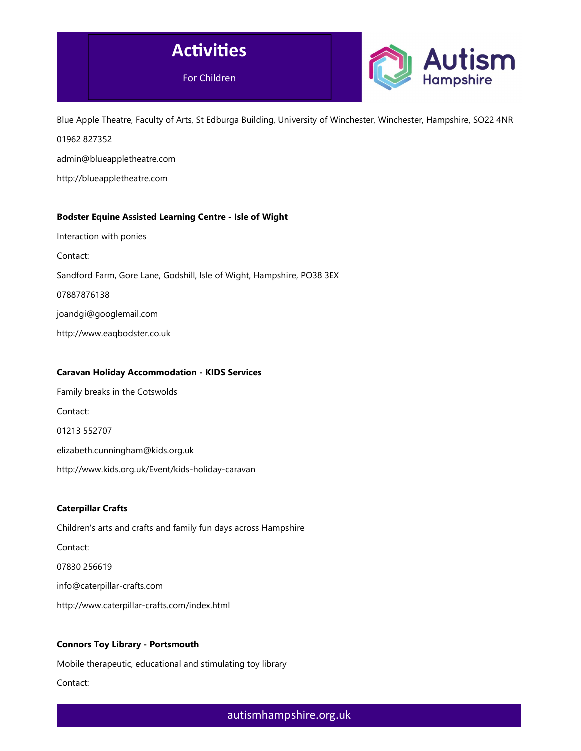Blue Apple Theatre, Faculty of Arts, St Edburga Building, University of Winchester, Winchester, Hampshire, SO22 4NR

01962 827352

admin@blueappletheatre.com

http://blueappletheatre.com

**Bodster Equine Assisted Learning Centre - Isle of Wight**

Interaction with ponies

Contact:

Sandford Farm, Gore Lane, Godshill, Isle of Wight, Hampshire, PO38 3EX

07887876138

joandgi@googlemail.com

http://www.eaqbodster.co.uk

**Caravan Holiday Accommodation - KIDS Services**

Family breaks in the Cotswolds

Contact:

01213 552707

elizabeth.cunningham@kids.org.uk

http://www.kids.org.uk/Event/kids-holiday-caravan

**Caterpillar Crafts**

Children's arts and crafts and family fun days across Hampshire

Contact:

07830 256619

info@caterpillar-crafts.com

http://www.caterpillar-crafts.com/index.html

**Connors Toy Library - Portsmouth**

Mobile therapeutic, educational and stimulating toy library

Contact: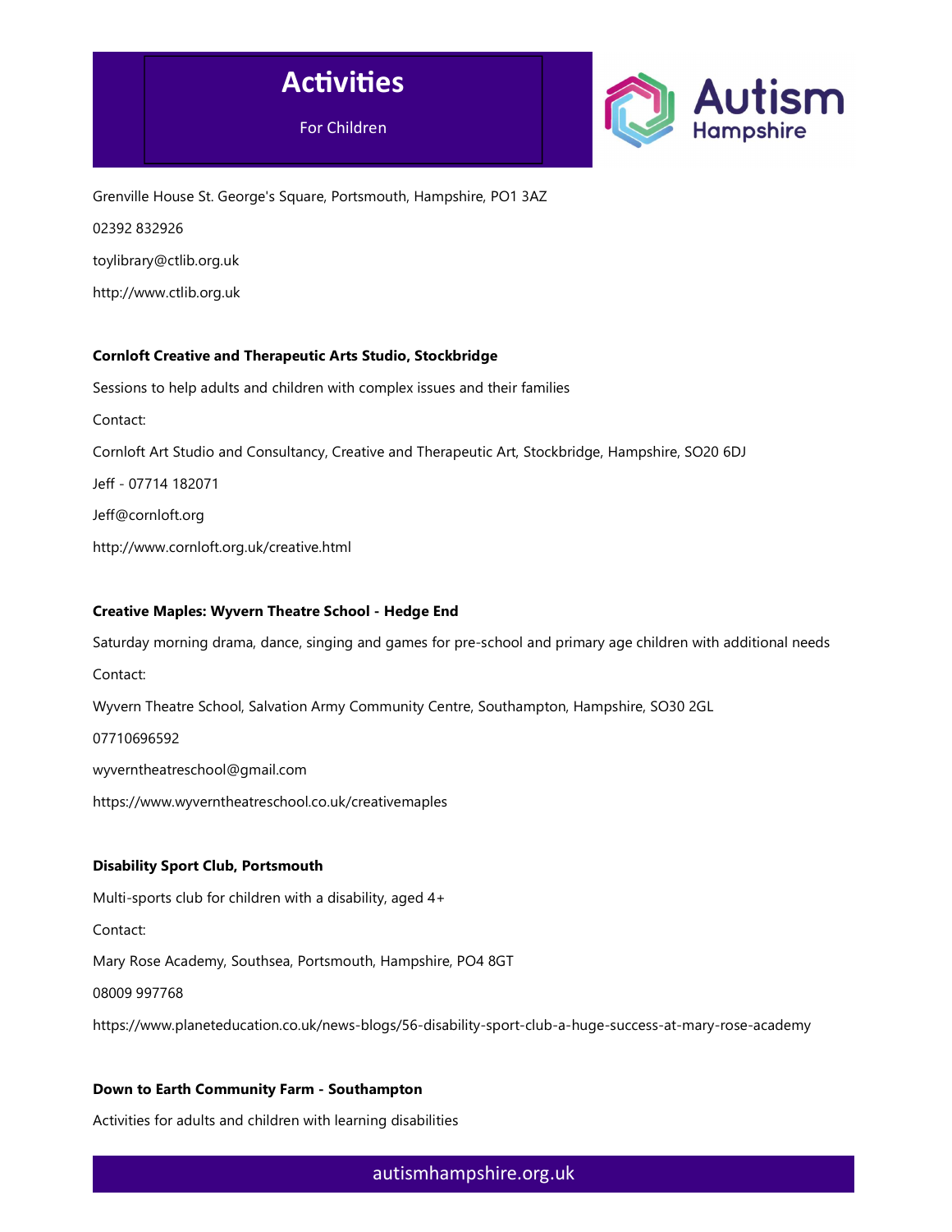Grenville House St. George's Square, Portsmouth, Hampshire, PO1 3AZ

02392 832926

toylibrary@ctlib.org.uk

http://www.ctlib.org.uk

**Cornloft Creative and Therapeutic Arts Studio, Stockbridge**

Sessions to help adults and children with complex issues and their families

Contact:

Cornloft Art Studio and Consultancy, Creative and Therapeutic Art, Stockbridge, Hampshire, SO20 6DJ

Jeff - 07714 182071

Jeff@cornloft.org

http://www.cornloft.org.uk/creative.html

**Creative Maples: Wyvern Theatre School - Hedge End**

Saturday morning drama, dance, singing and games for pre-school and primary age children with additional needs

Contact:

Wyvern Theatre School, Salvation Army Community Centre, Southampton, Hampshire, SO30 2GL

07710696592

wyverntheatreschool@gmail.com

https://www.wyverntheatreschool.co.uk/creativemaples

**Disability Sport Club, Portsmouth**

Multi-sports club for children with a disability, aged 4+

Contact:

Mary Rose Academy, Southsea, Portsmouth, Hampshire, PO4 8GT

08009 997768

https://www.planeteducation.co.uk/news-blogs/56-disability-sport-club-a-huge-success-at-mary-rose-academy

**Down to Earth Community Farm - Southampton**

Activities for adults and children with learning disabilities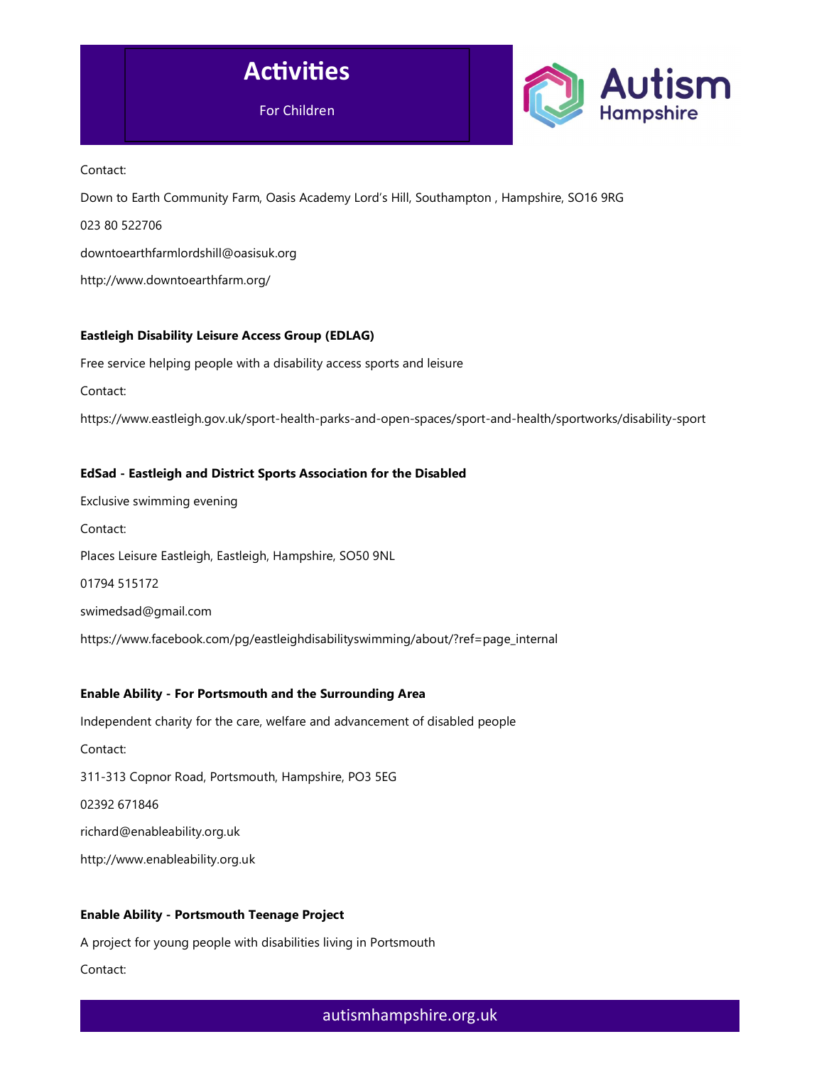Contact:

Down to Earth Community Farm, Oasis Academy Lord's Hill, Southampton , Hampshire, SO16 9RG

023 80 522706

downtoearthfarmlordshill@oasisuk.org

http://www.downtoearthfarm.org/

**Eastleigh Disability Leisure Access Group (EDLAG)**

Free service helping people with a disability access sports and leisure

Contact:

https://www.eastleigh.gov.uk/sport-health-parks-and-open-spaces/sport-and-health/sportworks/disability-sport

**EdSad - Eastleigh and District Sports Association for the Disabled**

Exclusive swimming evening

Contact:

Places Leisure Eastleigh, Eastleigh, Hampshire, SO50 9NL

01794 515172

swimedsad@gmail.com

https://www.facebook.com/pg/eastleighdisabilityswimming/about/?ref=page_internal

**Enable Ability - For Portsmouth and the Surrounding Area**

Independent charity for the care, welfare and advancement of disabled people

Contact:

311-313 Copnor Road, Portsmouth, Hampshire, PO3 5EG

02392 671846

richard@enableability.org.uk

http://www.enableability.org.uk

**Enable Ability - Portsmouth Teenage Project**

A project for young people with disabilities living in Portsmouth

Contact: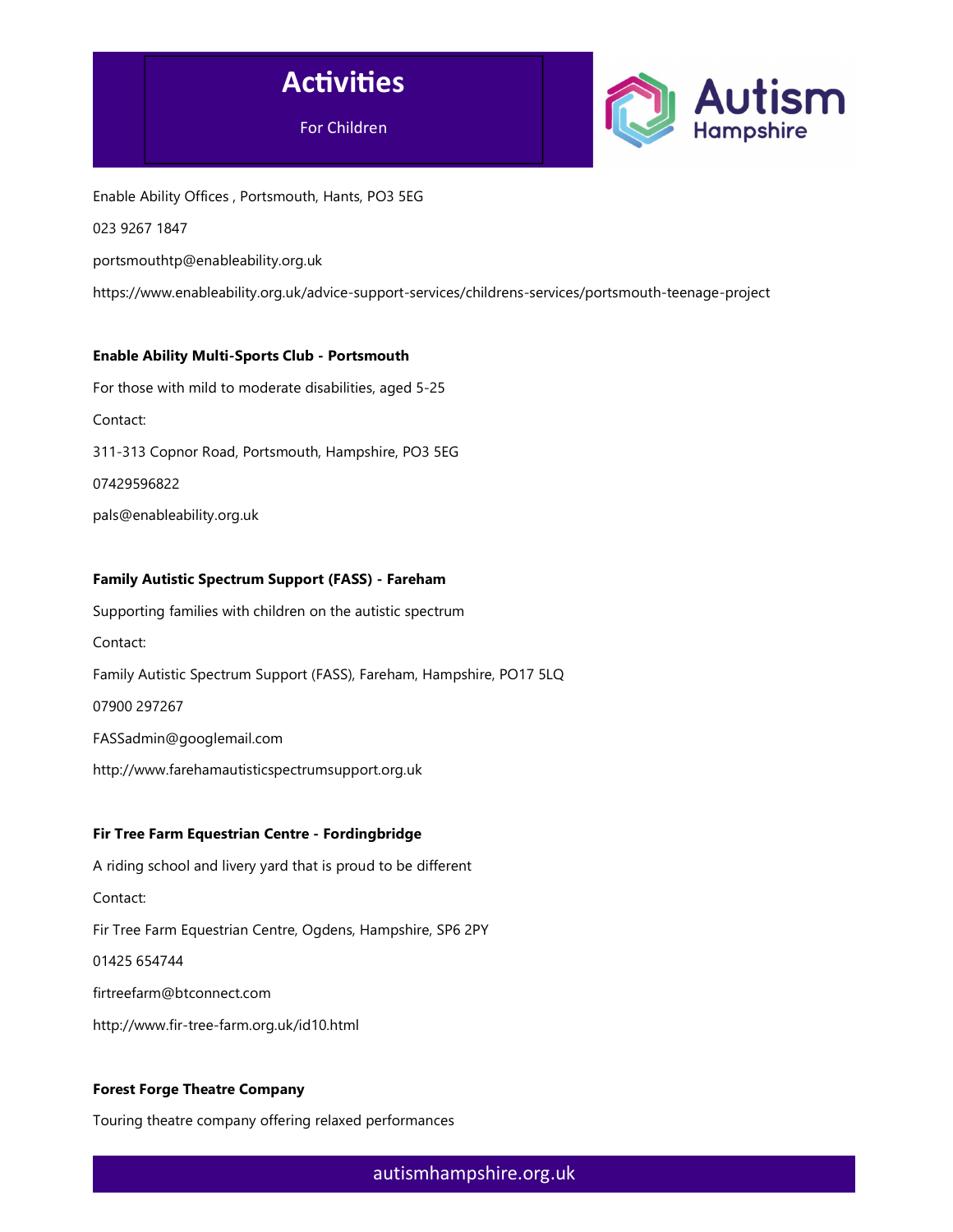Enable Ability Offices , Portsmouth, Hants, PO3 5EG

023 9267 1847

portsmouthtp@enableability.org.uk

https://www.enableability.org.uk/advice-support-services/childrens-services/portsmouth-teenage-project

**Enable Ability Multi-Sports Club - Portsmouth**

For those with mild to moderate disabilities, aged 5-25

Contact:

311-313 Copnor Road, Portsmouth, Hampshire, PO3 5EG

07429596822

pals@enableability.org.uk

**Family Autistic Spectrum Support (FASS) - Fareham**

Supporting families with children on the autistic spectrum

Contact:

Family Autistic Spectrum Support (FASS), Fareham, Hampshire, PO17 5LQ

07900 297267

FASSadmin@googlemail.com

http://www.farehamautisticspectrumsupport.org.uk

**Fir Tree Farm Equestrian Centre - Fordingbridge**

A riding school and livery yard that is proud to be different

Contact:

Fir Tree Farm Equestrian Centre, Ogdens, Hampshire, SP6 2PY

01425 654744

firtreefarm@btconnect.com

http://www.fir-tree-farm.org.uk/id10.html

**Forest Forge Theatre Company**

Touring theatre company offering relaxed performances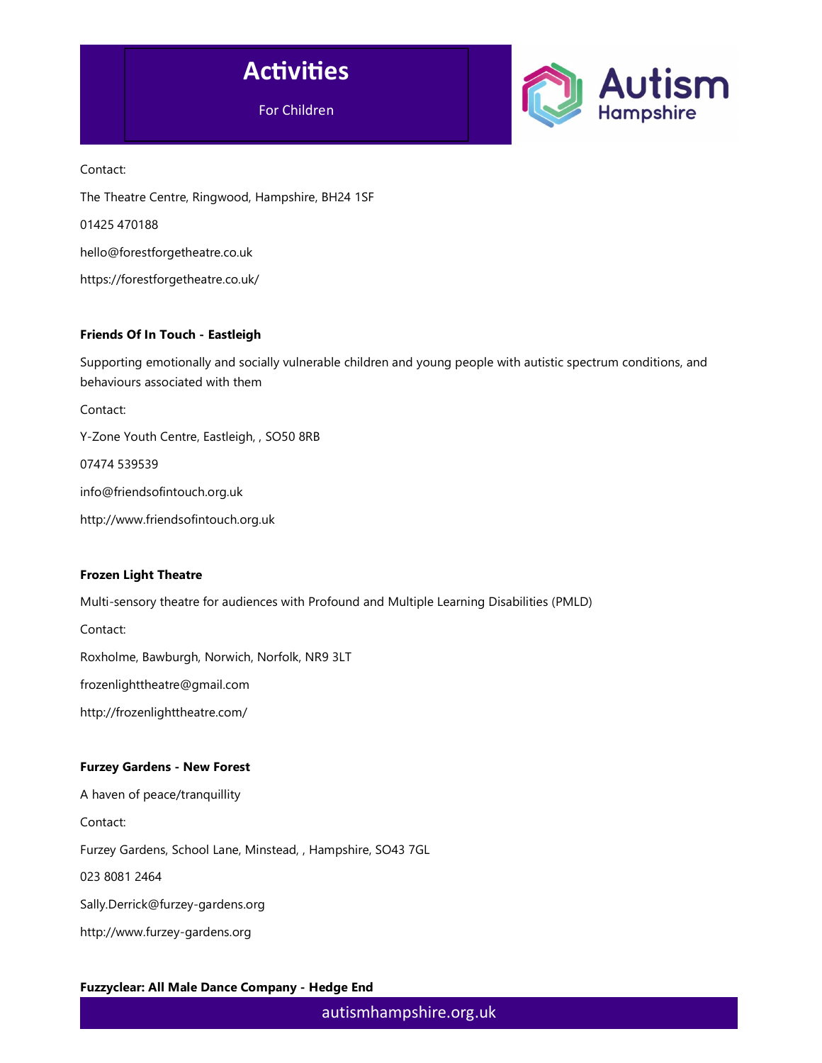Contact:

The Theatre Centre, Ringwood, Hampshire, BH24 1SF

01425 470188

hello@forestforgetheatre.co.uk

https://forestforgetheatre.co.uk/

**Friends Of In Touch - Eastleigh**

Supporting emotionally and socially vulnerable children and young people with autistic spectrum conditions, and behaviours associated with them

Contact:

Y-Zone Youth Centre, Eastleigh, , SO50 8RB

07474 539539

info@friendsofintouch.org.uk

http://www.friendsofintouch.org.uk

**Frozen Light Theatre**

Multi-sensory theatre for audiences with Profound and Multiple Learning Disabilities (PMLD)

Contact:

Roxholme, Bawburgh, Norwich, Norfolk, NR9 3LT

frozenlighttheatre@gmail.com

http://frozenlighttheatre.com/

**Furzey Gardens - New Forest**

A haven of peace/tranquillity

Contact:

Furzey Gardens, School Lane, Minstead, , Hampshire, SO43 7GL

023 8081 2464

Sally.Derrick@furzey-gardens.org

http://www.furzey-gardens.org

**Fuzzyclear: All Male Dance Company - Hedge End**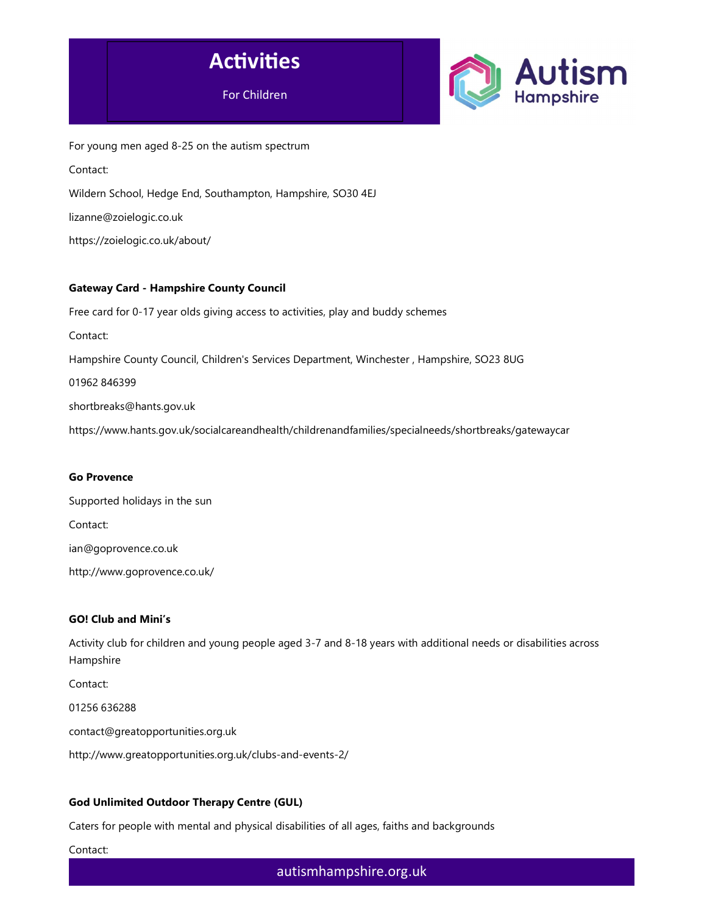For young men aged 8-25 on the autism spectrum

Contact:

Wildern School, Hedge End, Southampton, Hampshire, SO30 4EJ

lizanne@zoielogic.co.uk

https://zoielogic.co.uk/about/

**Gateway Card - Hampshire County Council**

Free card for 0-17 year olds giving access to activities, play and buddy schemes

Contact:

Hampshire County Council, Children's Services Department, Winchester , Hampshire, SO23 8UG

01962 846399

shortbreaks@hants.gov.uk

https://www.hants.gov.uk/socialcareandhealth/childrenandfamilies/specialneeds/shortbreaks/gatewaycar

**Go Provence**

Supported holidays in the sun

Contact:

ian@goprovence.co.uk

http://www.goprovence.co.uk/

**GO! Club and Mini's**

Activity club for children and young people aged 3-7 and 8-18 years with additional needs or disabilities across Hampshire

Contact:

01256 636288

contact@greatopportunities.org.uk

http://www.greatopportunities.org.uk/clubs-and-events-2/

**God Unlimited Outdoor Therapy Centre (GUL)**

Caters for people with mental and physical disabilities of all ages, faiths and backgrounds

Contact: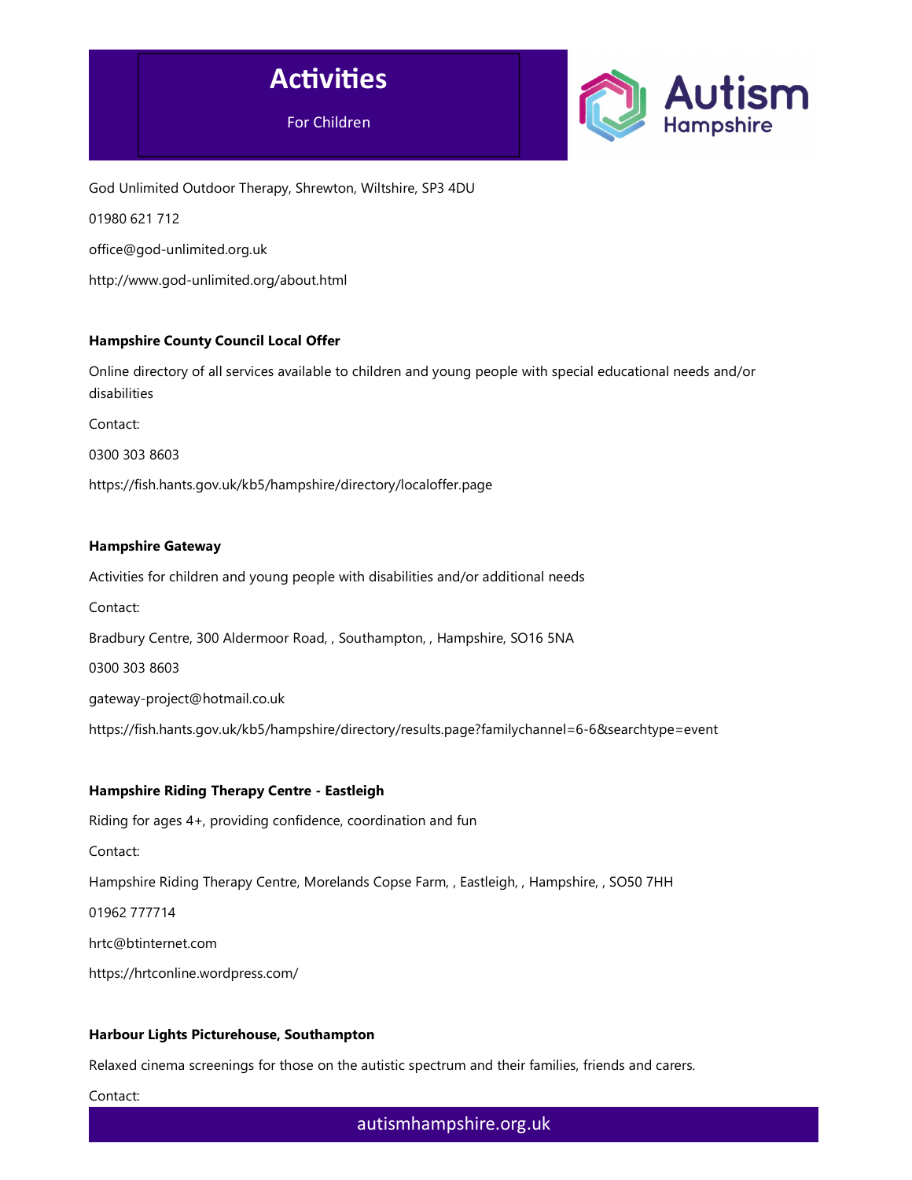God Unlimited Outdoor Therapy, Shrewton, Wiltshire, SP3 4DU

01980 621 712

office@god-unlimited.org.uk

http://www.god-unlimited.org/about.html

**Hampshire County Council Local Offer**

Online directory of all services available to children and young people with special educational needs and/or disabilities

Contact:

0300 303 8603

https://fish.hants.gov.uk/kb5/hampshire/directory/localoffer.page

**Hampshire Gateway**

Activities for children and young people with disabilities and/or additional needs

Contact:

Bradbury Centre, 300 Aldermoor Road, , Southampton, , Hampshire, SO16 5NA

0300 303 8603

gateway-project@hotmail.co.uk

https://fish.hants.gov.uk/kb5/hampshire/directory/results.page?familychannel=6-6&searchtype=event

**Hampshire Riding Therapy Centre - Eastleigh**

Riding for ages 4+, providing confidence, coordination and fun

Contact:

Hampshire Riding Therapy Centre, Morelands Copse Farm, , Eastleigh, , Hampshire, , SO50 7HH

01962 777714

hrtc@btinternet.com

https://hrtconline.wordpress.com/

**Harbour Lights Picturehouse, Southampton**

Relaxed cinema screenings for those on the autistic spectrum and their families, friends and carers.

Contact: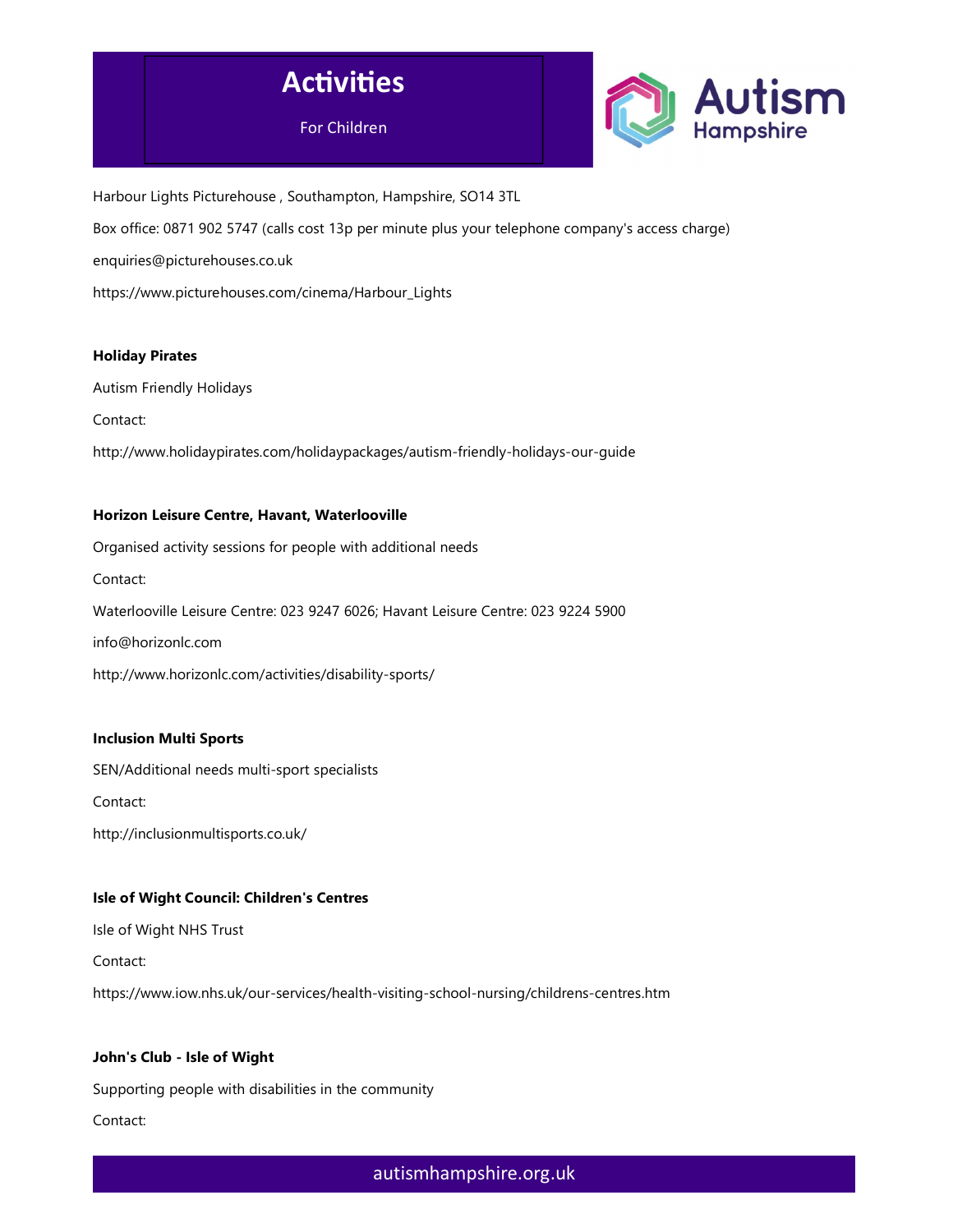Harbour Lights Picturehouse , Southampton, Hampshire, SO14 3TL

Box office: 0871 902 5747 (calls cost 13p per minute plus your telephone company's access charge)

enquiries@picturehouses.co.uk

https://www.picturehouses.com/cinema/Harbour_Lights

**Holiday Pirates**

Autism Friendly Holidays

Contact:

http://www.holidaypirates.com/holidaypackages/autism-friendly-holidays-our-guide

**Horizon Leisure Centre, Havant, Waterlooville**

Organised activity sessions for people with additional needs

Contact:

Waterlooville Leisure Centre: 023 9247 6026; Havant Leisure Centre: 023 9224 5900

info@horizonlc.com

http://www.horizonlc.com/activities/disability-sports/

**Inclusion Multi Sports**

SEN/Additional needs multi-sport specialists

Contact:

http://inclusionmultisports.co.uk/

**Isle of Wight Council: Children's Centres**

Isle of Wight NHS Trust

Contact:

https://www.iow.nhs.uk/our-services/health-visiting-school-nursing/childrens-centres.htm

**John's Club - Isle of Wight**

Supporting people with disabilities in the community

Contact: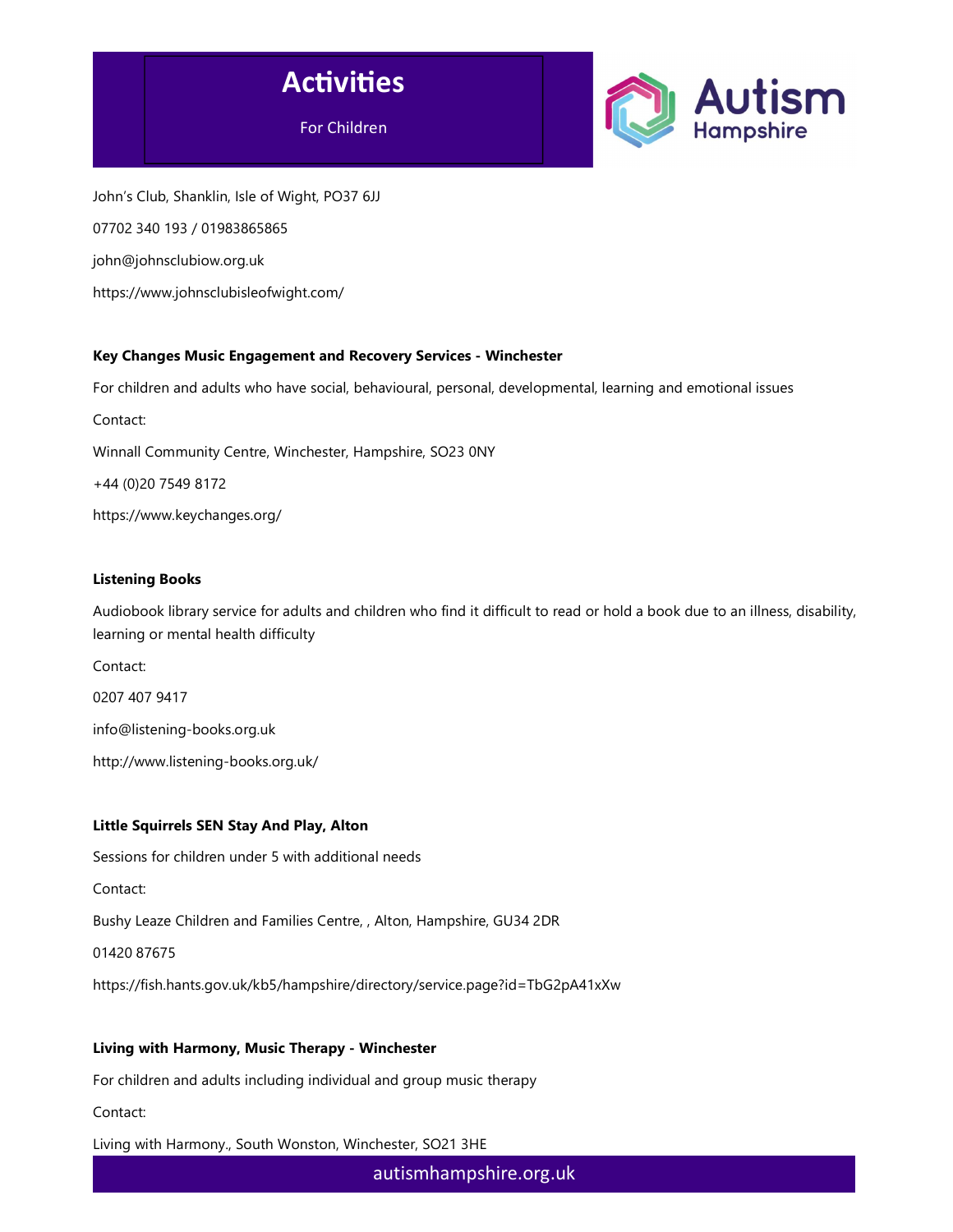John's Club, Shanklin, Isle of Wight, PO37 6JJ

07702 340 193 / 01983865865

john@johnsclubiow.org.uk

https://www.johnsclubisleofwight.com/

**Key Changes Music Engagement and Recovery Services - Winchester**

For children and adults who have social, behavioural, personal, developmental, learning and emotional issues

Contact:

Winnall Community Centre, Winchester, Hampshire, SO23 0NY

+44 (0)20 7549 8172

https://www.keychanges.org/

**Listening Books**

Audiobook library service for adults and children who find it difficult to read or hold a book due to an illness, disability, learning or mental health difficulty

Contact:

0207 407 9417

info@listening-books.org.uk

http://www.listening-books.org.uk/

**Little Squirrels SEN Stay And Play, Alton**

Sessions for children under 5 with additional needs

Contact:

Bushy Leaze Children and Families Centre, , Alton, Hampshire, GU34 2DR

01420 87675

https://fish.hants.gov.uk/kb5/hampshire/directory/service.page?id=TbG2pA41xXw

**Living with Harmony, Music Therapy - Winchester**

For children and adults including individual and group music therapy

Contact:

Living with Harmony., South Wonston, Winchester, SO21 3HE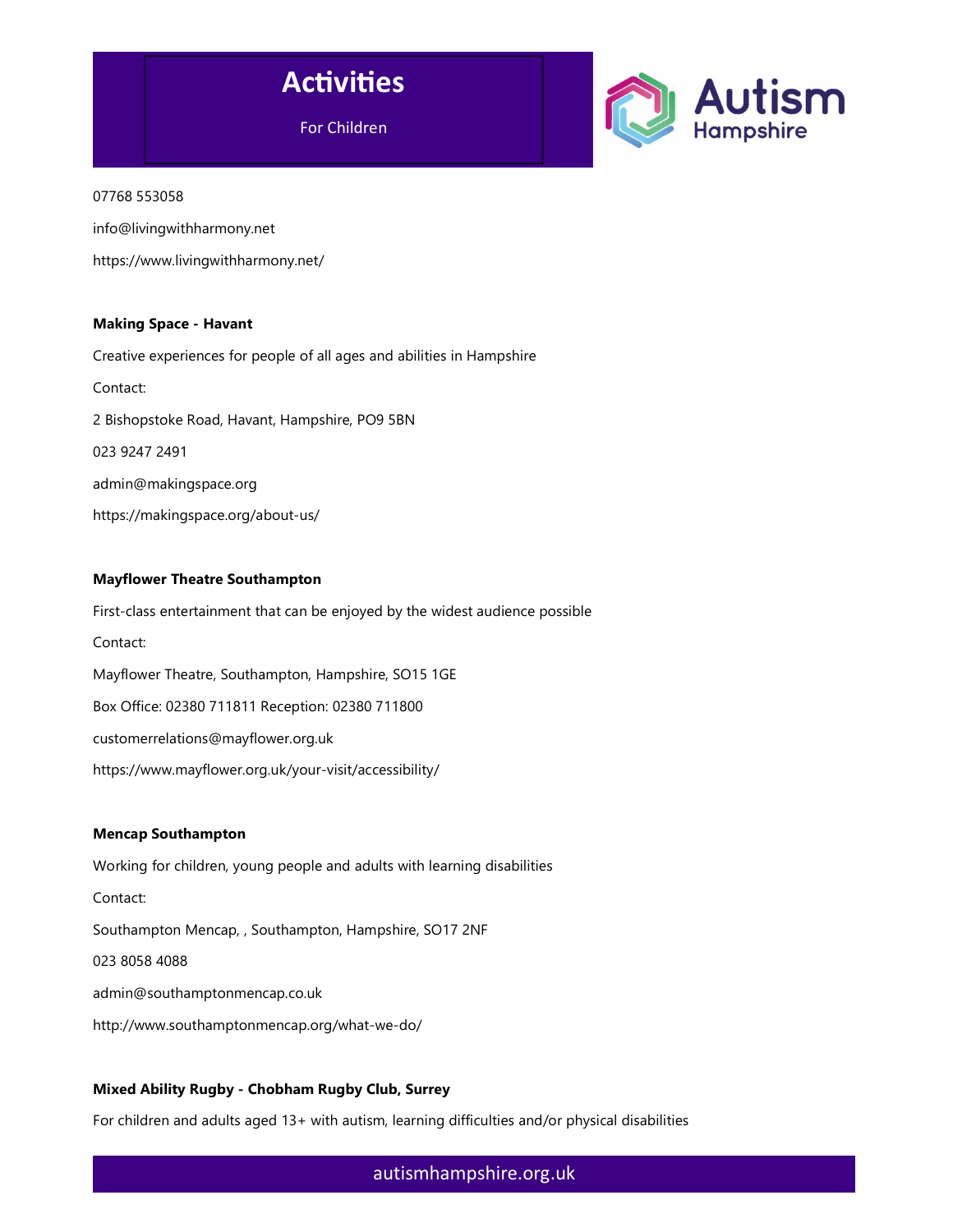07768 553058

info@livingwithharmony.net

https://www.livingwithharmony.net/

**Making Space - Havant**

Creative experiences for people of all ages and abilities in Hampshire

Contact:

2 Bishopstoke Road, Havant, Hampshire, PO9 5BN

023 9247 2491

admin@makingspace.org

https://makingspace.org/about-us/

**Mayflower Theatre Southampton**

First-class entertainment that can be enjoyed by the widest audience possible

Contact:

Mayflower Theatre, Southampton, Hampshire, SO15 1GE

Box Office: 02380 711811 Reception: 02380 711800

customerrelations@mayflower.org.uk

https://www.mayflower.org.uk/your-visit/accessibility/

**Mencap Southampton**

Working for children, young people and adults with learning disabilities

Contact:

Southampton Mencap, , Southampton, Hampshire, SO17 2NF

023 8058 4088

admin@southamptonmencap.co.uk

http://www.southamptonmencap.org/what-we-do/

**Mixed Ability Rugby - Chobham Rugby Club, Surrey**

For children and adults aged 13+ with autism, learning difficulties and/or physical disabilities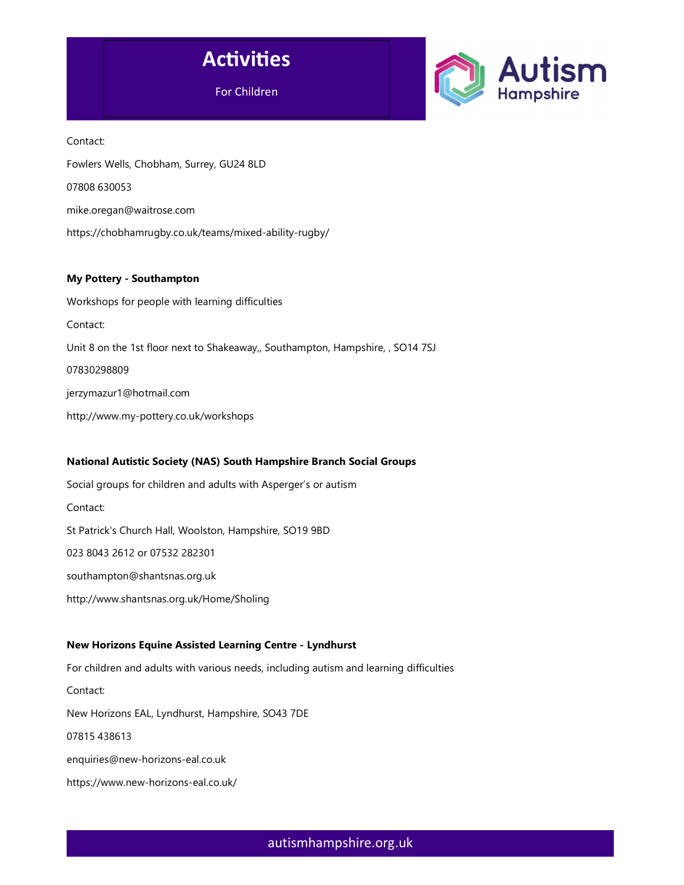Contact:

Fowlers Wells, Chobham, Surrey, GU24 8LD

07808 630053

mike.oregan@waitrose.com

https://chobhamrugby.co.uk/teams/mixed-ability-rugby/

**My Pottery - Southampton**

Workshops for people with learning difficulties

Contact:

Unit 8 on the 1st floor next to Shakeaway,, Southampton, Hampshire, , SO14 7SJ

07830298809

jerzymazur1@hotmail.com

http://www.my-pottery.co.uk/workshops

**National Autistic Society (NAS) South Hampshire Branch Social Groups**

Social groups for children and adults with Asperger's or autism

Contact:

St Patrick's Church Hall, Woolston, Hampshire, SO19 9BD

023 8043 2612 or 07532 282301

southampton@shantsnas.org.uk

http://www.shantsnas.org.uk/Home/Sholing

**New Horizons Equine Assisted Learning Centre - Lyndhurst**

For children and adults with various needs, including autism and learning difficulties

Contact:

New Horizons EAL, Lyndhurst, Hampshire, SO43 7DE

07815 438613

enquiries@new-horizons-eal.co.uk

https://www.new-horizons-eal.co.uk/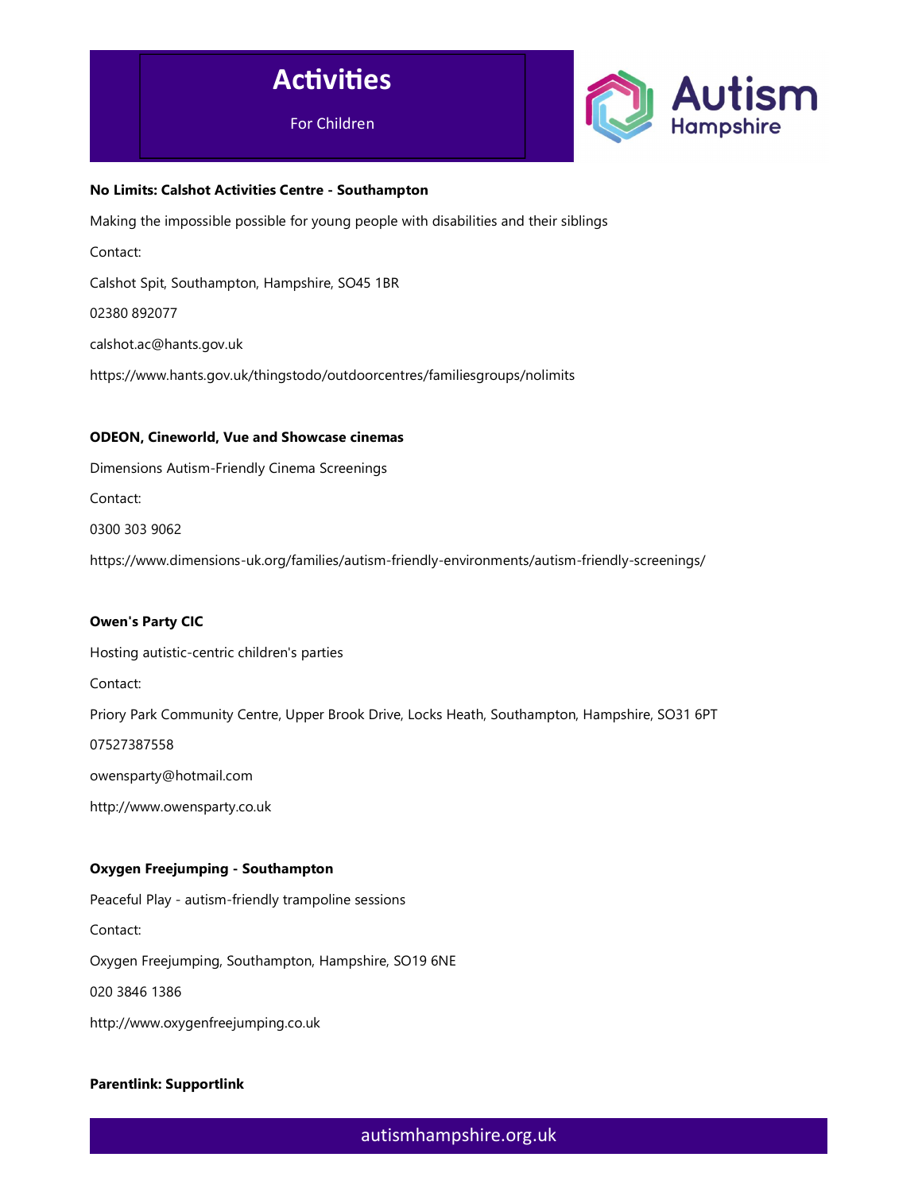# Activities

For Children

**No Limits: Calshot Activities Centre - Southampton**

Making the impossible possible for young people with disabilities and their siblings

Contact:

Calshot Spit, Southampton, Hampshire, SO45 1BR

02380 892077

calshot.ac@hants.gov.uk

https://www.hants.gov.uk/thingstodo/outdoorcentres/familiesgroups/nolimits

**ODEON, Cineworld, Vue and Showcase cinemas**

Dimensions Autism-Friendly Cinema Screenings

Contact:

0300 303 9062

https://www.dimensions-uk.org/families/autism-friendly-environments/autism-friendly-screenings/

**Owen's Party CIC**

Hosting autistic-centric children's parties

Contact:

Priory Park Community Centre, Upper Brook Drive, Locks Heath, Southampton, Hampshire, SO31 6PT

07527387558

owensparty@hotmail.com

http://www.owensparty.co.uk

**Oxygen Freejumping - Southampton**

Peaceful Play - autism-friendly trampoline sessions

Contact:

Oxygen Freejumping, Southampton, Hampshire, SO19 6NE

020 3846 1386

http://www.oxygenfreejumping.co.uk

**Parentlink: Supportlink**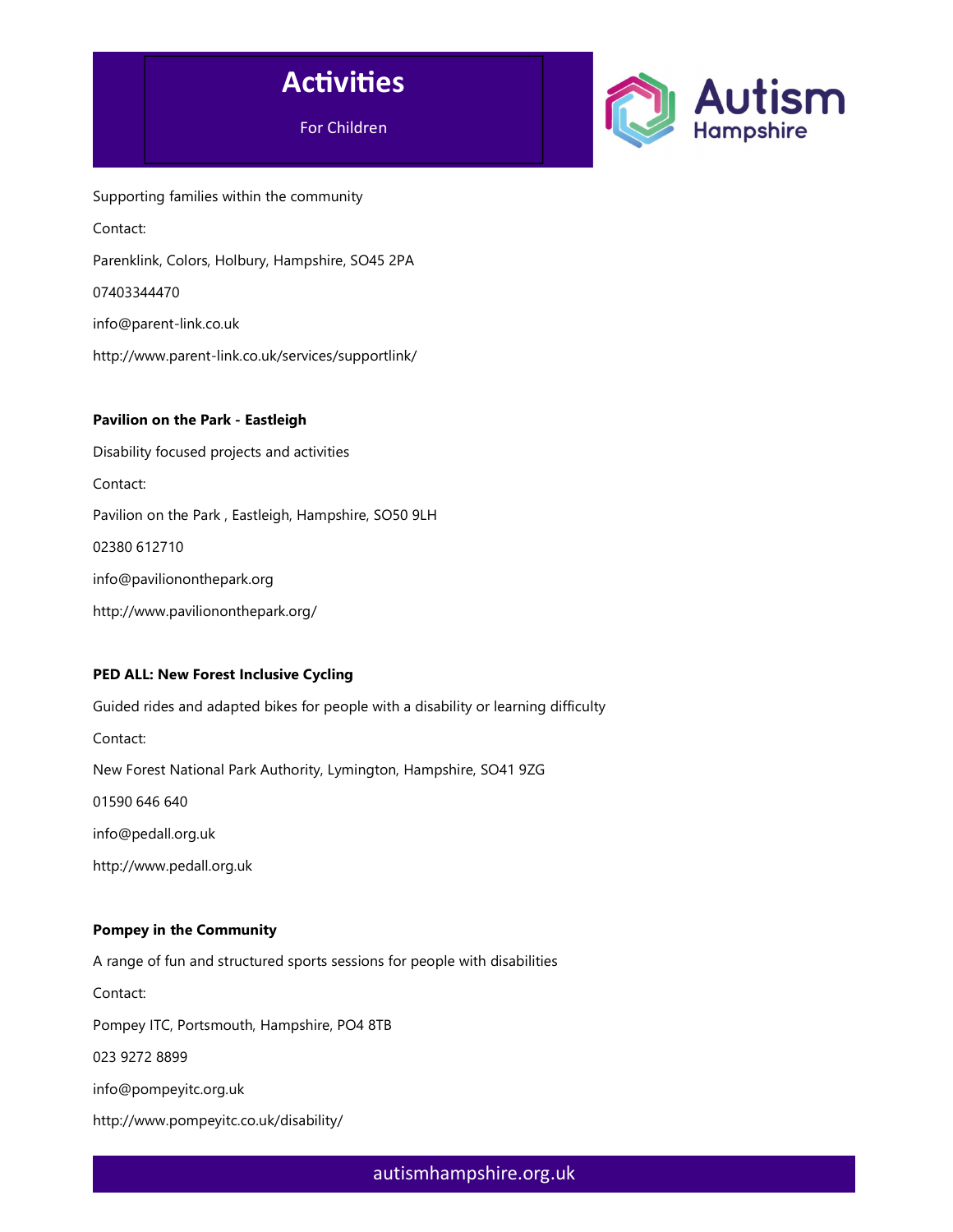Supporting families within the community

Contact:

Parenklink, Colors, Holbury, Hampshire, SO45 2PA

07403344470

info@parent-link.co.uk

http://www.parent-link.co.uk/services/supportlink/

**Pavilion on the Park - Eastleigh**

Disability focused projects and activities

Contact:

Pavilion on the Park , Eastleigh, Hampshire, SO50 9LH

02380 612710

info@pavilionontheparkorg

http://www.pavilionontheparkorg/

**PED ALL: New Forest Inclusive Cycling**

Guided rides and adapted bikes for people with a disability or learning difficulty

Contact:

New Forest National Park Authority, Lymington, Hampshire, SO41 9ZG

01590 646 640

info@pedall.org.uk

http://www.pedall.org.uk

**Pompey in the Community**

A range of fun and structured sports sessions for people with disabilities

Contact:

Pompey ITC, Portsmouth, Hampshire, PO4 8TB

023 9272 8899

info@pompeyitc.org.uk

http://www.pompeyitc.co.uk/disability/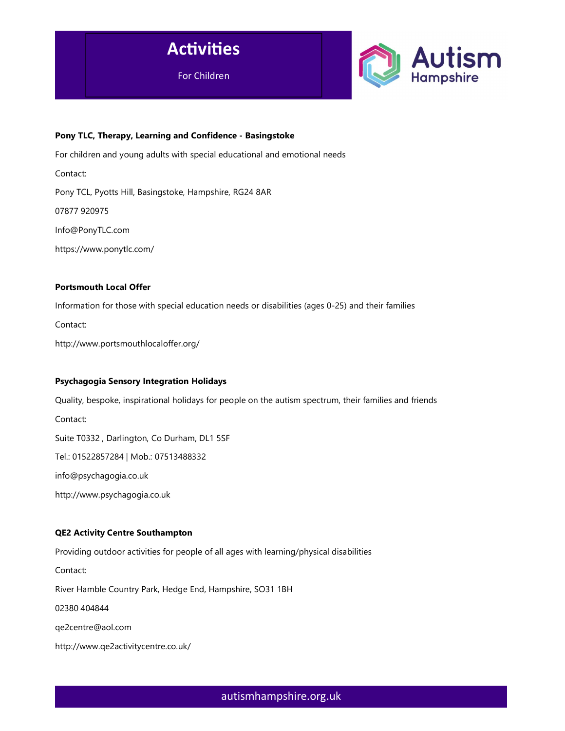# Activities

For Children

**Pony TLC, Therapy, Learning and Confidence - Basingstoke**

For children and young adults with special educational and emotional needs

Contact:

Pony TCL, Pyotts Hill, Basingstoke, Hampshire, RG24 8AR

07877 920975

Info@PonyTLC.com

https://www.ponytlc.com/

**Portsmouth Local Offer**

Information for those with special education needs or disabilities (ages 0-25) and their families

Contact:

http://www.portsmouthlocaloffer.org/

**Psychagogia Sensory Integration Holidays**

Quality, bespoke, inspirational holidays for people on the autism spectrum, their families and friends

Contact:

Suite T0332 , Darlington, Co Durham, DL1 5SF

Tel.: 01522857284 | Mob.: 07513488332

info@psychagogia.co.uk

http://www.psychagogia.co.uk

**QE2 Activity Centre Southampton**

Providing outdoor activities for people of all ages with learning/physical disabilities

Contact:

River Hamble Country Park, Hedge End, Hampshire, SO31 1BH

02380 404844

qe2centre@aol.com

http://www.qe2activitycentre.co.uk/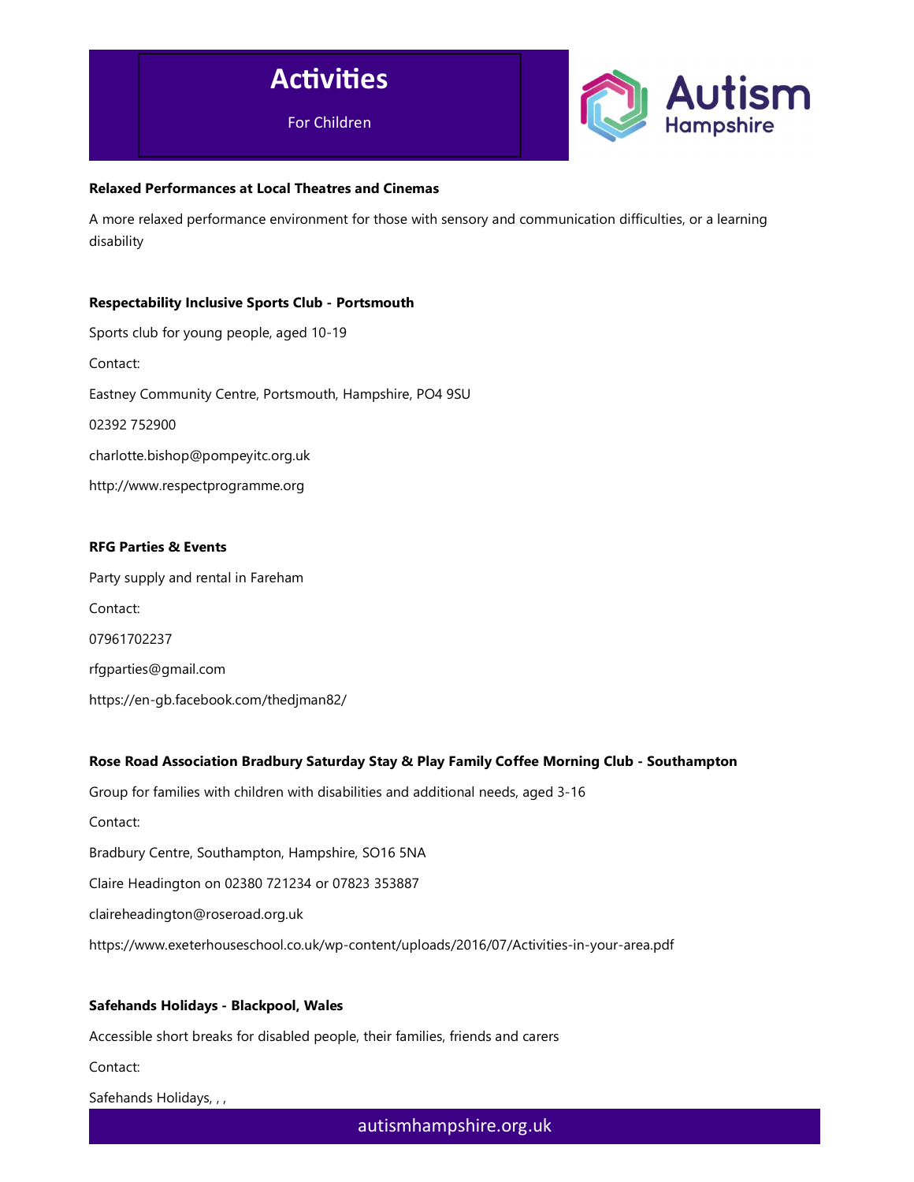**Relaxed Performances at Local Theatres and Cinemas**

A more relaxed performance environment for those with sensory and communication difficulties, or a learning disability

**Respectability Inclusive Sports Club - Portsmouth**

Sports club for young people, aged 10-19

Contact:

Eastney Community Centre, Portsmouth, Hampshire, PO4 9SU

02392 752900

charlotte.bishop@pompeyitc.org.uk

http://www.respectprogramme.org

**RFG Parties & Events**

Party supply and rental in Fareham

Contact:

07961702237

rfgparties@gmail.com

https://en-gb.facebook.com/thedjman82/

**Rose Road Association Bradbury Saturday Stay & Play Family Coffee Morning Club - Southampton**

Group for families with children with disabilities and additional needs, aged 3-16

Contact:

Bradbury Centre, Southampton, Hampshire, SO16 5NA

Claire Headington on 02380 721234 or 07823 353887

claireheadington@roseroad.org.uk

https://www.exeterhouseschool.co.uk/wp-content/uploads/2016/07/Activities-in-your-area.pdf

**Safehands Holidays - Blackpool, Wales**

Accessible short breaks for disabled people, their families, friends and carers

Contact:

Safehands Holidays, , ,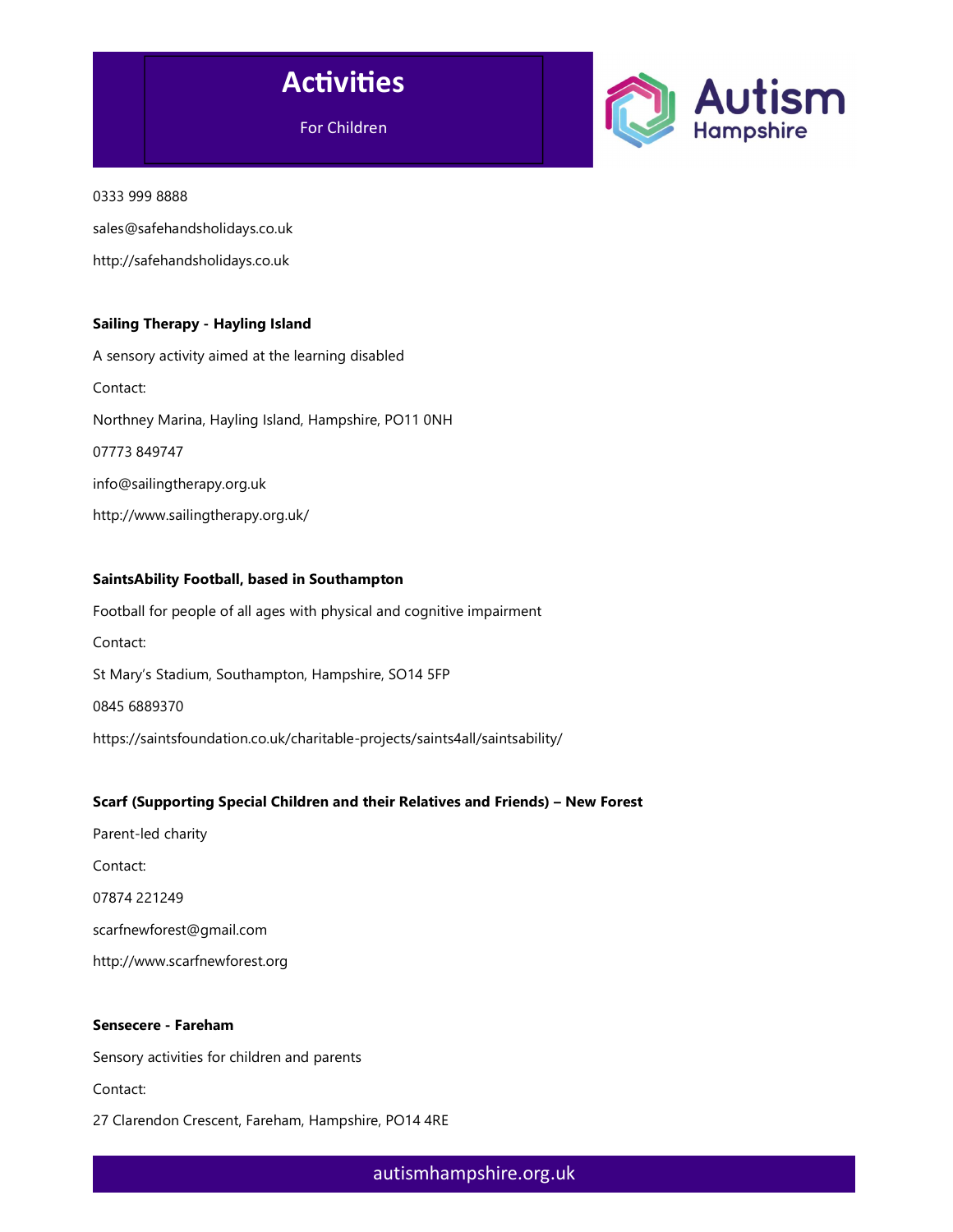0333 999 8888

sales@safehandsholidays.co.uk

http://safehandsholidays.co.uk

**Sailing Therapy - Hayling Island**

A sensory activity aimed at the learning disabled

Contact:

Northney Marina, Hayling Island, Hampshire, PO11 0NH

07773 849747

info@sailingtherapy.org.uk

http://www.sailingtherapy.org.uk/

**SaintsAbility Football, based in Southampton**

Football for people of all ages with physical and cognitive impairment

Contact:

St Mary's Stadium, Southampton, Hampshire, SO14 5FP

0845 6889370

https://saintsfoundation.co.uk/charitable-projects/saints4all/saintsability/

**Scarf (Supporting Special Children and their Relatives and Friends) – New Forest**

Parent-led charity

Contact:

07874 221249

scarfnewforest@gmail.com

http://www.scarfnewforest.org

**Sensecere - Fareham**

Sensory activities for children and parents

Contact:

27 Clarendon Crescent, Fareham, Hampshire, PO14 4RE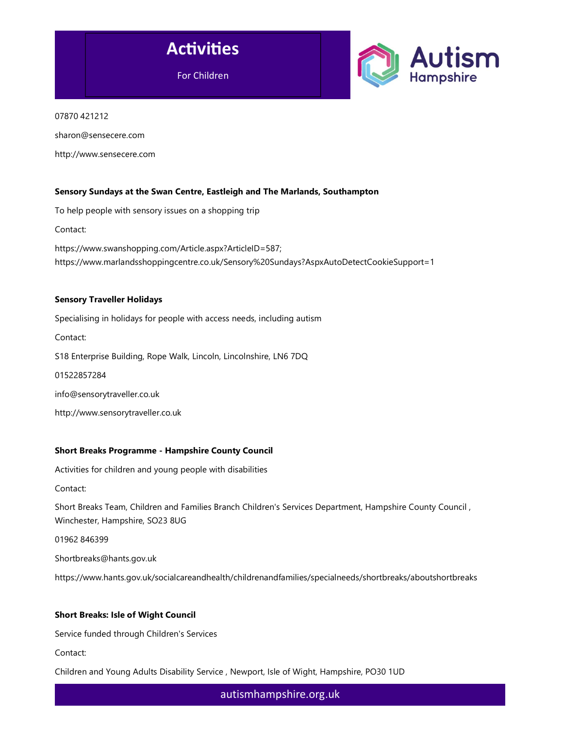07870 421212

sharon@sensecere.com

http://www.sensecere.com

**Sensory Sundays at the Swan Centre, Eastleigh and The Marlands, Southampton**

To help people with sensory issues on a shopping trip

Contact:

https://www.swanshopping.com/Article.aspx?ArticleID=587; https://www.marlandsshoppingcentre.co.uk/Sensory%20Sundays?AspxAutoDetectCookieSupport=1

**Sensory Traveller Holidays**

Specialising in holidays for people with access needs, including autism

Contact:

S18 Enterprise Building, Rope Walk, Lincoln, Lincolnshire, LN6 7DQ

01522857284

info@sensorytraveller.co.uk

http://www.sensorytraveller.co.uk

**Short Breaks Programme - Hampshire County Council**

Activities for children and young people with disabilities

Contact:

Short Breaks Team, Children and Families Branch Children's Services Department, Hampshire County Council , Winchester, Hampshire, SO23 8UG

01962 846399

Shortbreaks@hants.gov.uk

https://www.hants.gov.uk/socialcareandhealth/childrenandfamilies/specialneeds/shortbreaks/aboutshortbreaks

**Short Breaks: Isle of Wight Council**

Service funded through Children's Services

Contact:

Children and Young Adults Disability Service , Newport, Isle of Wight, Hampshire, PO30 1UD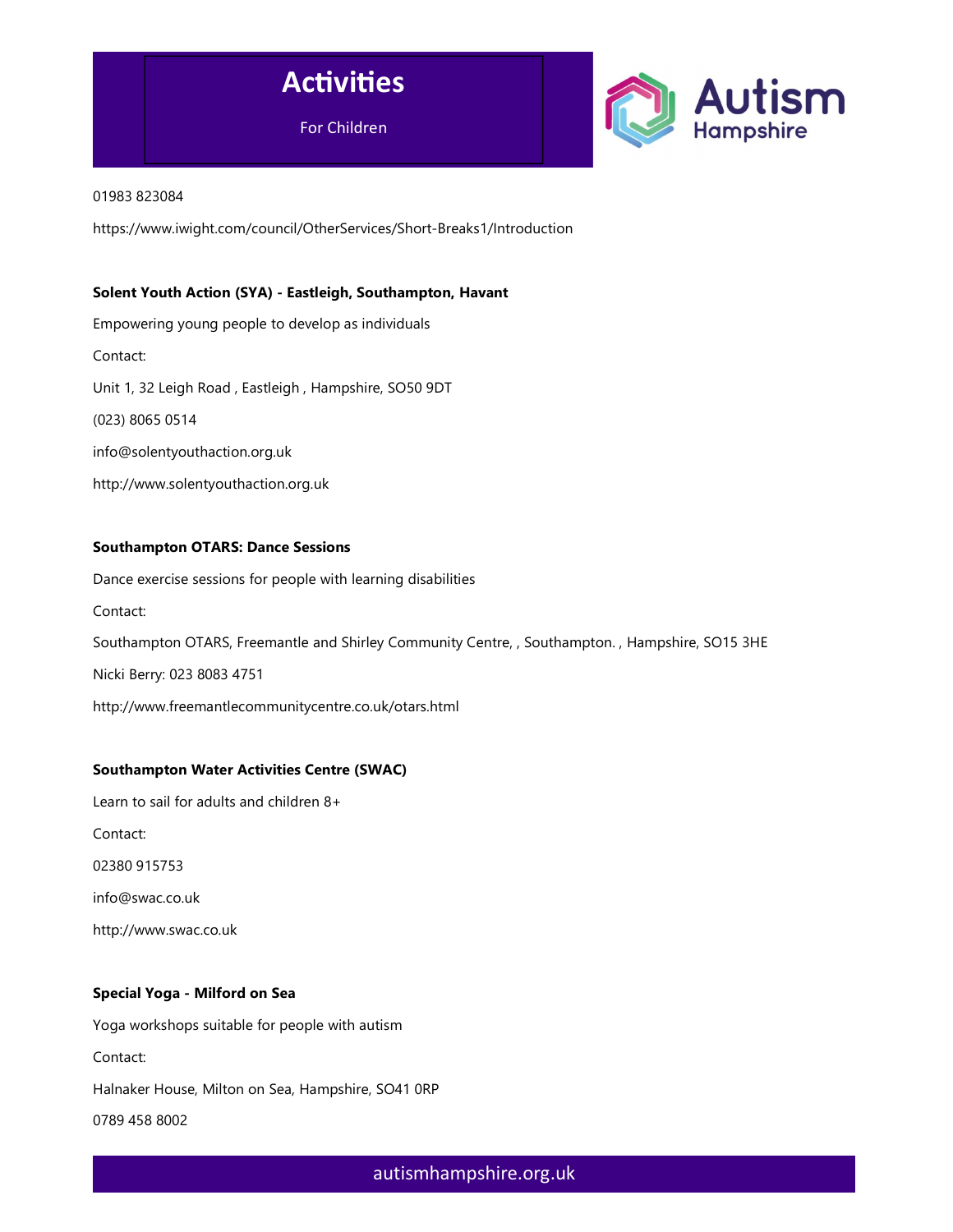01983 823084

https://www.iwight.com/council/OtherServices/Short-Breaks1/Introduction

**Solent Youth Action (SYA) - Eastleigh, Southampton, Havant**

Empowering young people to develop as individuals

Contact:

Unit 1, 32 Leigh Road , Eastleigh , Hampshire, SO50 9DT

(023) 8065 0514

info@solentyouthaction.org.uk

http://www.solentyouthaction.org.uk

**Southampton OTARS: Dance Sessions**

Dance exercise sessions for people with learning disabilities

Contact:

Southampton OTARS, Freemantle and Shirley Community Centre, , Southampton. , Hampshire, SO15 3HE

Nicki Berry: 023 8083 4751

http://www.freemantlecommunitycentre.co.uk/otars.html

**Southampton Water Activities Centre (SWAC)**

Learn to sail for adults and children 8+

Contact:

02380 915753

info@swac.co.uk

http://www.swac.co.uk

**Special Yoga - Milford on Sea**

Yoga workshops suitable for people with autism

Contact:

Halnaker House, Milton on Sea, Hampshire, SO41 0RP

0789 458 8002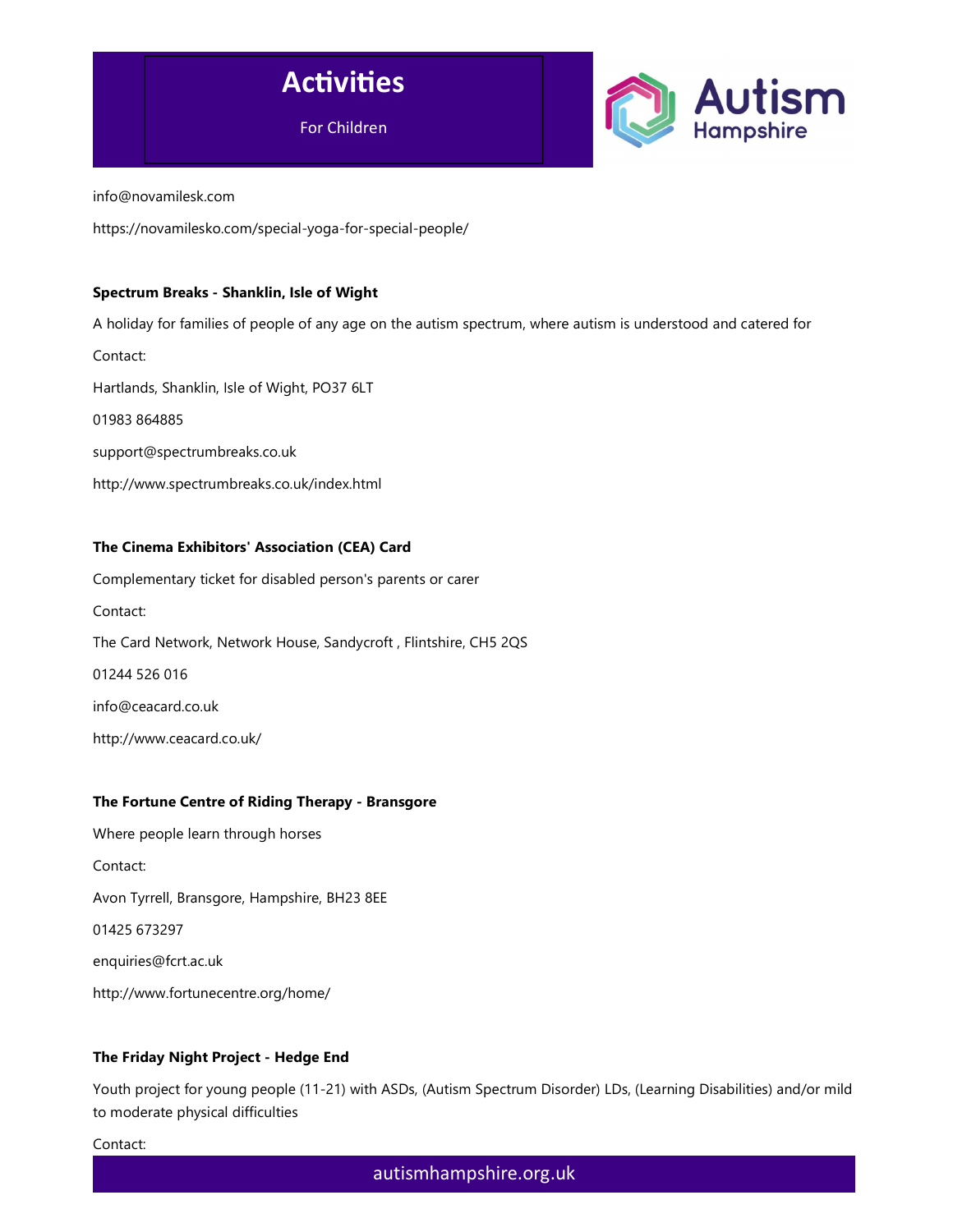info@novamilesk.com

https://novamilesko.com/special-yoga-for-special-people/

**Spectrum Breaks - Shanklin, Isle of Wight**

A holiday for families of people of any age on the autism spectrum, where autism is understood and catered for

Contact:

Hartlands, Shanklin, Isle of Wight, PO37 6LT

01983 864885

support@spectrumbreaks.co.uk

http://www.spectrumbreaks.co.uk/index.html

**The Cinema Exhibitors' Association (CEA) Card**

Complementary ticket for disabled person's parents or carer

Contact:

The Card Network, Network House, Sandycroft , Flintshire, CH5 2QS

01244 526 016

info@ceacard.co.uk

http://www.ceacard.co.uk/

**The Fortune Centre of Riding Therapy - Bransgore**

Where people learn through horses

Contact:

Avon Tyrrell, Bransgore, Hampshire, BH23 8EE

01425 673297

enquiries@fcrt.ac.uk

http://www.fortunecentre.org/home/

**The Friday Night Project - Hedge End**

Youth project for young people (11-21) with ASDs, (Autism Spectrum Disorder) LDs, (Learning Disabilities) and/or mild to moderate physical difficulties

Contact: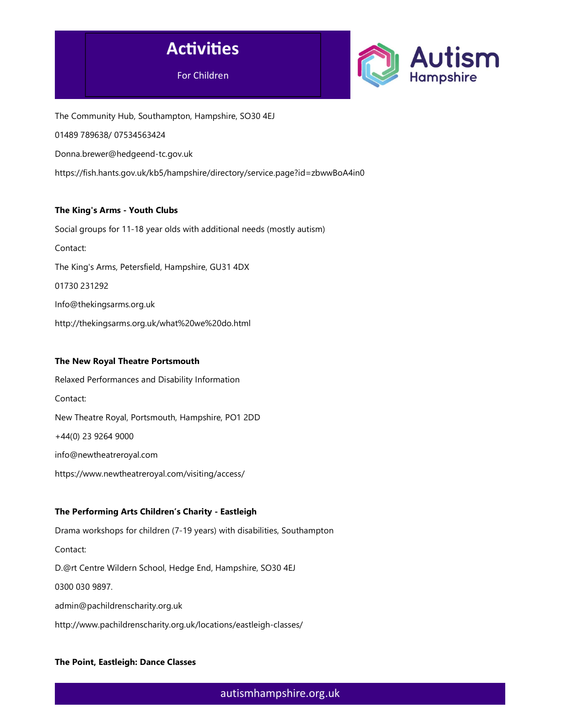The Community Hub, Southampton, Hampshire, SO30 4EJ

01489 789638/ 07534563424

Donna.brewer@hedgeend-tc.gov.uk

https://fish.hants.gov.uk/kb5/hampshire/directory/service.page?id=zbwwBoA4in0

**The King's Arms - Youth Clubs**

Social groups for 11-18 year olds with additional needs (mostly autism)

Contact:

The King's Arms, Petersfield, Hampshire, GU31 4DX

01730 231292

Info@thekingsarms.org.uk

http://thekingsarms.org.uk/what%20we%20do.html

**The New Royal Theatre Portsmouth**

Relaxed Performances and Disability Information

Contact:

New Theatre Royal, Portsmouth, Hampshire, PO1 2DD

+44(0) 23 9264 9000

info@newtheatreroyal.com

https://www.newtheatreroyal.com/visiting/access/

**The Performing Arts Children's Charity - Eastleigh**

Drama workshops for children (7-19 years) with disabilities, Southampton

Contact:

D.@rt Centre Wildern School, Hedge End, Hampshire, SO30 4EJ

0300 030 9897.

admin@pachildrenscharity.org.uk

http://www.pachildrenscharity.org.uk/locations/eastleigh-classes/

**The Point, Eastleigh: Dance Classes**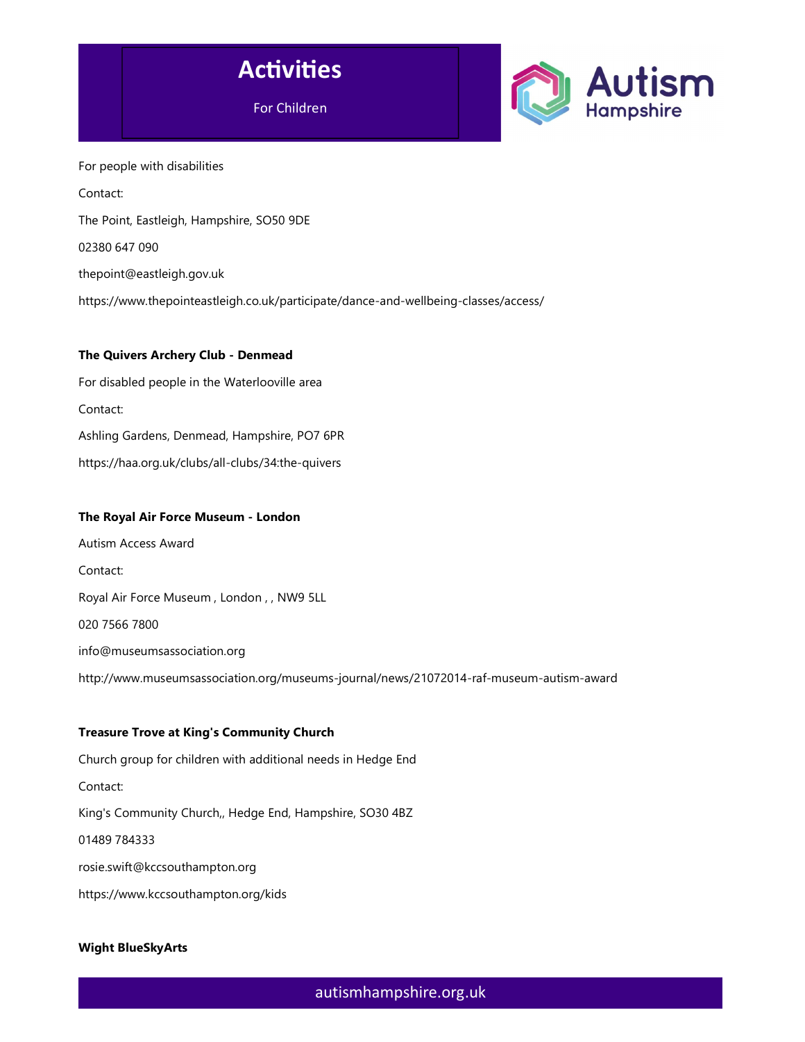For people with disabilities

Contact:

The Point, Eastleigh, Hampshire, SO50 9DE

02380 647 090

thepoint@eastleigh.gov.uk

https://www.thepointeastleigh.co.uk/participate/dance-and-wellbeing-classes/access/

**The Quivers Archery Club - Denmead**

For disabled people in the Waterlooville area

Contact:

Ashling Gardens, Denmead, Hampshire, PO7 6PR

https://haa.org.uk/clubs/all-clubs/34:the-quivers

**The Royal Air Force Museum - London**

Autism Access Award

Contact:

Royal Air Force Museum , London , , NW9 5LL

020 7566 7800

info@museumsassociation.org

http://www.museumsassociation.org/museums-journal/news/21072014-raf-museum-autism-award

**Treasure Trove at King's Community Church**

Church group for children with additional needs in Hedge End

Contact:

King's Community Church,, Hedge End, Hampshire, SO30 4BZ

01489 784333

rosie.swift@kccsouthampton.org

https://www.kccsouthampton.org/kids

**Wight BlueSkyArts**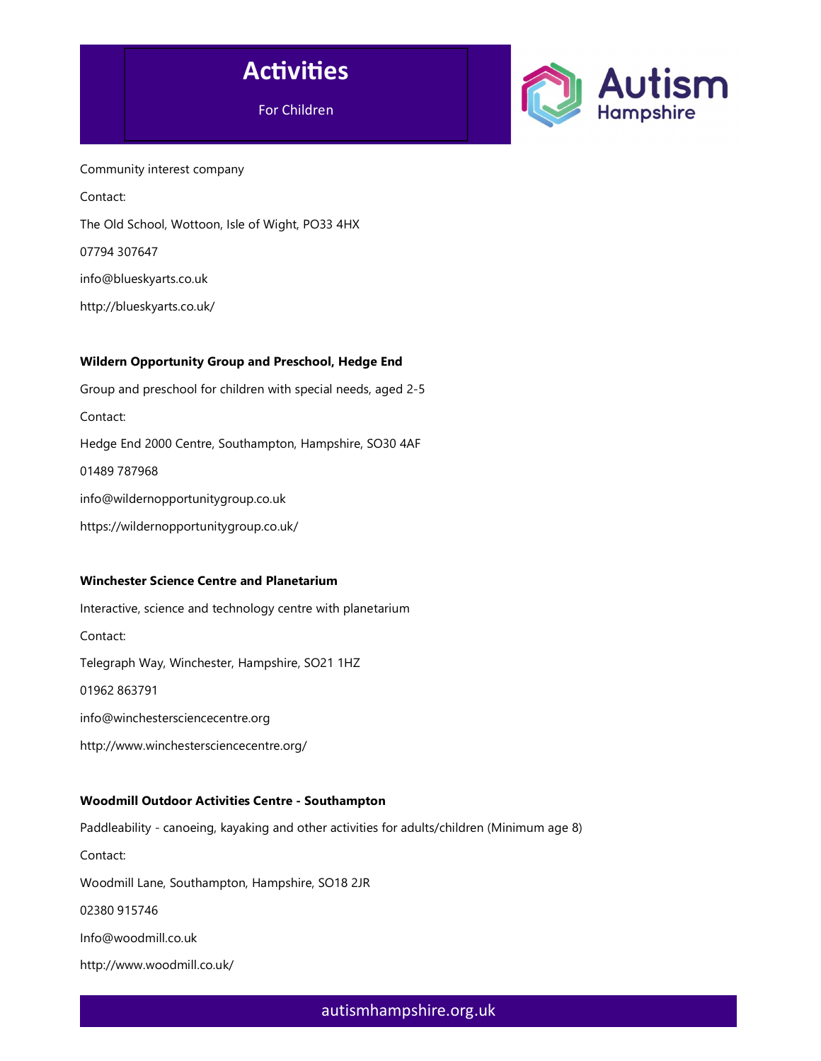Community interest company

Contact:

The Old School, Wottoon, Isle of Wight, PO33 4HX

07794 307647

info@blueskyarts.co.uk

http://blueskyarts.co.uk/

**Wildern Opportunity Group and Preschool, Hedge End**

Group and preschool for children with special needs, aged 2-5

Contact:

Hedge End 2000 Centre, Southampton, Hampshire, SO30 4AF

01489 787968

info@wildernopportunitygroup.co.uk

https://wildernopportunitygroup.co.uk/

**Winchester Science Centre and Planetarium**

Interactive, science and technology centre with planetarium

Contact:

Telegraph Way, Winchester, Hampshire, SO21 1HZ

01962 863791

info@winchestersciencecentre.org

http://www.winchestersciencecentre.org/

**Woodmill Outdoor Activities Centre - Southampton**

Paddleability - canoeing, kayaking and other activities for adults/children (Minimum age 8)

Contact:

Woodmill Lane, Southampton, Hampshire, SO18 2JR

02380 915746

Info@woodmill.co.uk

http://www.woodmill.co.uk/